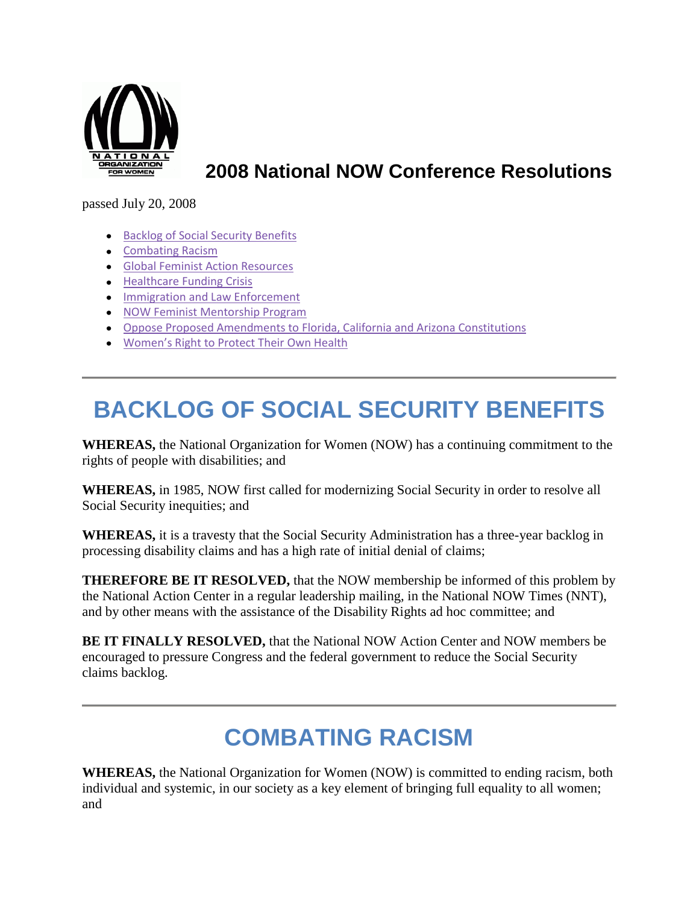# 2008 National NOW Conference Resolutions

passed July 20, 2008

- Backlog of Social Security Benefits
- Combating Racism
- Global Feminist Action Resources
- Healthcare Funding Crisis
- Immigration and Law Enforcement
- NOW Feminist Mentorship Program
- Oppose Proposed Amendments to Florida, California and Arizona Constitutions
- Women's Right to Protect Their Own Health

---

## BACKLOG OF SOCIAL SECURITY BENEFITS

**WHEREAS,** the National Organization for Women (NOW) has a continuing commitment to the rights of people with disabilities; and

**WHEREAS,** in 1985, NOW first called for modernizing Social Security in order to resolve all Social Security inequities; and

**WHEREAS,** it is a travesty that the Social Security Administration has a three-year backlog in processing disability claims and has a high rate of initial denial of claims;

**THEREFORE BE IT RESOLVED,** that the NOW membership be informed of this problem by the National Action Center in a regular leadership mailing, in the National NOW Times (NNT), and by other means with the assistance of the Disability Rights ad hoc committee; and

**BE IT FINALLY RESOLVED,** that the National NOW Action Center and NOW members be encouraged to pressure Congress and the federal government to reduce the Social Security claims backlog.

---

## COMBATING RACISM

**WHEREAS,** the National Organization for Women (NOW) is committed to ending racism, both individual and systemic, in our society as a key element of bringing full equality to all women; and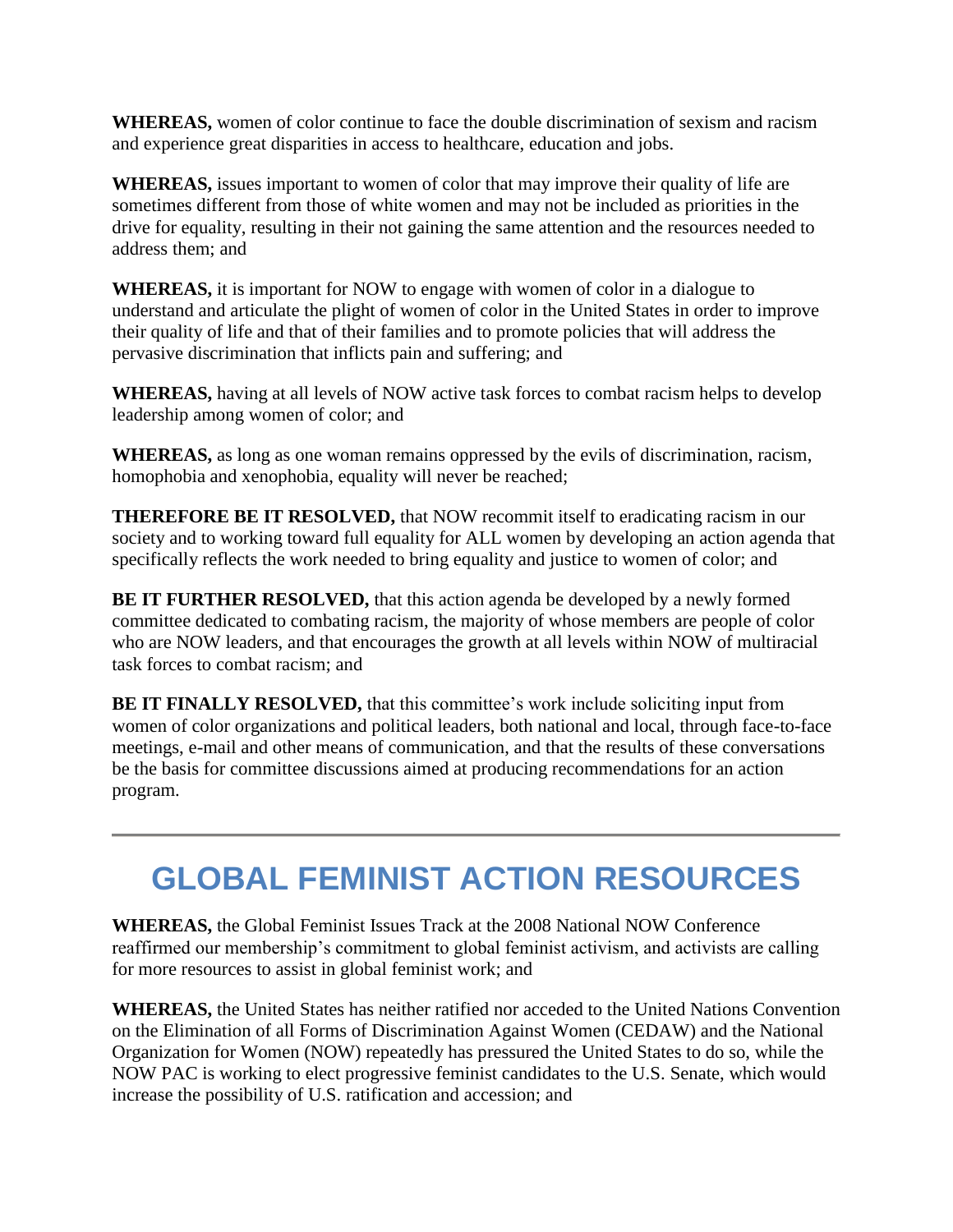**WHEREAS,** women of color continue to face the double discrimination of sexism and racism and experience great disparities in access to healthcare, education and jobs.

**WHEREAS,** issues important to women of color that may improve their quality of life are sometimes different from those of white women and may not be included as priorities in the drive for equality, resulting in their not gaining the same attention and the resources needed to address them; and

**WHEREAS,** it is important for NOW to engage with women of color in a dialogue to understand and articulate the plight of women of color in the United States in order to improve their quality of life and that of their families and to promote policies that will address the pervasive discrimination that inflicts pain and suffering; and

**WHEREAS,** having at all levels of NOW active task forces to combat racism helps to develop leadership among women of color; and

**WHEREAS,** as long as one woman remains oppressed by the evils of discrimination, racism, homophobia and xenophobia, equality will never be reached;

**THEREFORE BE IT RESOLVED,** that NOW recommit itself to eradicating racism in our society and to working toward full equality for ALL women by developing an action agenda that specifically reflects the work needed to bring equality and justice to women of color; and

**BE IT FURTHER RESOLVED,** that this action agenda be developed by a newly formed committee dedicated to combating racism, the majority of whose members are people of color who are NOW leaders, and that encourages the growth at all levels within NOW of multiracial task forces to combat racism; and

**BE IT FINALLY RESOLVED,** that this committee's work include soliciting input from women of color organizations and political leaders, both national and local, through face-to-face meetings, e-mail and other means of communication, and that the results of these conversations be the basis for committee discussions aimed at producing recommendations for an action program.

---

# GLOBAL FEMINIST ACTION RESOURCES

**WHEREAS,** the Global Feminist Issues Track at the 2008 National NOW Conference reaffirmed our membership's commitment to global feminist activism, and activists are calling for more resources to assist in global feminist work; and

**WHEREAS,** the United States has neither ratified nor acceded to the United Nations Convention on the Elimination of all Forms of Discrimination Against Women (CEDAW) and the National Organization for Women (NOW) repeatedly has pressured the United States to do so, while the NOW PAC is working to elect progressive feminist candidates to the U.S. Senate, which would increase the possibility of U.S. ratification and accession; and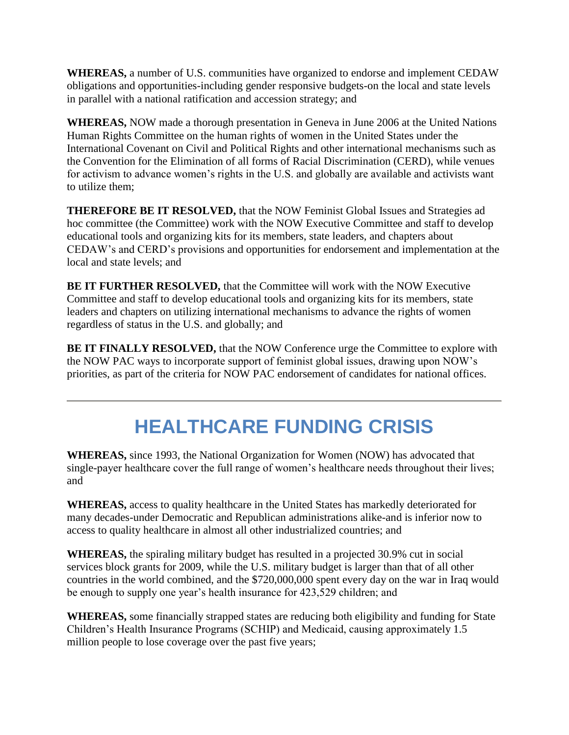**WHEREAS,** a number of U.S. communities have organized to endorse and implement CEDAW obligations and opportunities-including gender responsive budgets-on the local and state levels in parallel with a national ratification and accession strategy; and

**WHEREAS,** NOW made a thorough presentation in Geneva in June 2006 at the United Nations Human Rights Committee on the human rights of women in the United States under the International Covenant on Civil and Political Rights and other international mechanisms such as the Convention for the Elimination of all forms of Racial Discrimination (CERD), while venues for activism to advance women's rights in the U.S. and globally are available and activists want to utilize them;

**THEREFORE BE IT RESOLVED,** that the NOW Feminist Global Issues and Strategies ad hoc committee (the Committee) work with the NOW Executive Committee and staff to develop educational tools and organizing kits for its members, state leaders, and chapters about CEDAW's and CERD's provisions and opportunities for endorsement and implementation at the local and state levels; and

**BE IT FURTHER RESOLVED,** that the Committee will work with the NOW Executive Committee and staff to develop educational tools and organizing kits for its members, state leaders and chapters on utilizing international mechanisms to advance the rights of women regardless of status in the U.S. and globally; and

**BE IT FINALLY RESOLVED,** that the NOW Conference urge the Committee to explore with the NOW PAC ways to incorporate support of feminist global issues, drawing upon NOW's priorities, as part of the criteria for NOW PAC endorsement of candidates for national offices.

---

# HEALTHCARE FUNDING CRISIS

**WHEREAS,** since 1993, the National Organization for Women (NOW) has advocated that single-payer healthcare cover the full range of women's healthcare needs throughout their lives; and

**WHEREAS,** access to quality healthcare in the United States has markedly deteriorated for many decades-under Democratic and Republican administrations alike-and is inferior now to access to quality healthcare in almost all other industrialized countries; and

**WHEREAS,** the spiraling military budget has resulted in a projected 30.9% cut in social services block grants for 2009, while the U.S. military budget is larger than that of all other countries in the world combined, and the $720,000,000 spent every day on the war in Iraq would be enough to supply one year's health insurance for 423,529 children; and

**WHEREAS,** some financially strapped states are reducing both eligibility and funding for State Children's Health Insurance Programs (SCHIP) and Medicaid, causing approximately 1.5 million people to lose coverage over the past five years;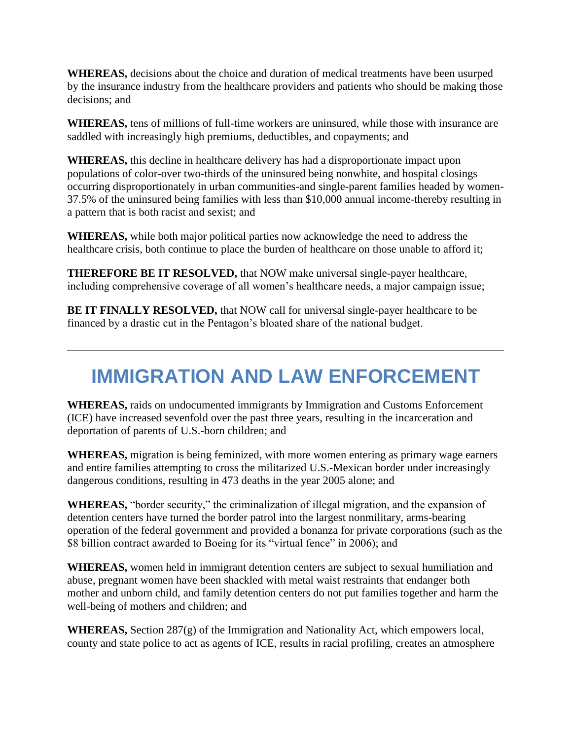**WHEREAS,** decisions about the choice and duration of medical treatments have been usurped by the insurance industry from the healthcare providers and patients who should be making those decisions; and

**WHEREAS,** tens of millions of full-time workers are uninsured, while those with insurance are saddled with increasingly high premiums, deductibles, and copayments; and

**WHEREAS,** this decline in healthcare delivery has had a disproportionate impact upon populations of color-over two-thirds of the uninsured being nonwhite, and hospital closings occurring disproportionately in urban communities-and single-parent families headed by women-37.5% of the uninsured being families with less than $10,000 annual income-thereby resulting in a pattern that is both racist and sexist; and

**WHEREAS,** while both major political parties now acknowledge the need to address the healthcare crisis, both continue to place the burden of healthcare on those unable to afford it;

**THEREFORE BE IT RESOLVED,** that NOW make universal single-payer healthcare, including comprehensive coverage of all women's healthcare needs, a major campaign issue;

**BE IT FINALLY RESOLVED,** that NOW call for universal single-payer healthcare to be financed by a drastic cut in the Pentagon's bloated share of the national budget.

---

# IMMIGRATION AND LAW ENFORCEMENT

**WHEREAS,** raids on undocumented immigrants by Immigration and Customs Enforcement (ICE) have increased sevenfold over the past three years, resulting in the incarceration and deportation of parents of U.S.-born children; and

**WHEREAS,** migration is being feminized, with more women entering as primary wage earners and entire families attempting to cross the militarized U.S.-Mexican border under increasingly dangerous conditions, resulting in 473 deaths in the year 2005 alone; and

**WHEREAS,** "border security," the criminalization of illegal migration, and the expansion of detention centers have turned the border patrol into the largest nonmilitary, arms-bearing operation of the federal government and provided a bonanza for private corporations (such as the $8 billion contract awarded to Boeing for its "virtual fence" in 2006); and

**WHEREAS,** women held in immigrant detention centers are subject to sexual humiliation and abuse, pregnant women have been shackled with metal waist restraints that endanger both mother and unborn child, and family detention centers do not put families together and harm the well-being of mothers and children; and

**WHEREAS,** Section 287(g) of the Immigration and Nationality Act, which empowers local, county and state police to act as agents of ICE, results in racial profiling, creates an atmosphere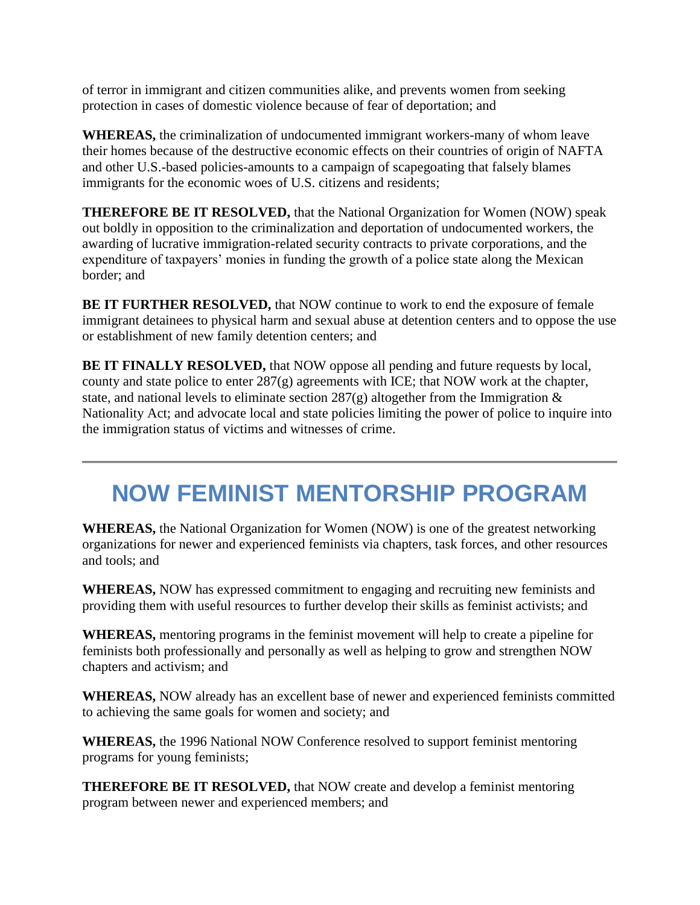of terror in immigrant and citizen communities alike, and prevents women from seeking protection in cases of domestic violence because of fear of deportation; and

**WHEREAS,** the criminalization of undocumented immigrant workers-many of whom leave their homes because of the destructive economic effects on their countries of origin of NAFTA and other U.S.-based policies-amounts to a campaign of scapegoating that falsely blames immigrants for the economic woes of U.S. citizens and residents;

**THEREFORE BE IT RESOLVED,** that the National Organization for Women (NOW) speak out boldly in opposition to the criminalization and deportation of undocumented workers, the awarding of lucrative immigration-related security contracts to private corporations, and the expenditure of taxpayers' monies in funding the growth of a police state along the Mexican border; and

**BE IT FURTHER RESOLVED,** that NOW continue to work to end the exposure of female immigrant detainees to physical harm and sexual abuse at detention centers and to oppose the use or establishment of new family detention centers; and

**BE IT FINALLY RESOLVED,** that NOW oppose all pending and future requests by local, county and state police to enter 287(g) agreements with ICE; that NOW work at the chapter, state, and national levels to eliminate section 287(g) altogether from the Immigration & Nationality Act; and advocate local and state policies limiting the power of police to inquire into the immigration status of victims and witnesses of crime.

---

# NOW FEMINIST MENTORSHIP PROGRAM

**WHEREAS,** the National Organization for Women (NOW) is one of the greatest networking organizations for newer and experienced feminists via chapters, task forces, and other resources and tools; and

**WHEREAS,** NOW has expressed commitment to engaging and recruiting new feminists and providing them with useful resources to further develop their skills as feminist activists; and

**WHEREAS,** mentoring programs in the feminist movement will help to create a pipeline for feminists both professionally and personally as well as helping to grow and strengthen NOW chapters and activism; and

**WHEREAS,** NOW already has an excellent base of newer and experienced feminists committed to achieving the same goals for women and society; and

**WHEREAS,** the 1996 National NOW Conference resolved to support feminist mentoring programs for young feminists;

**THEREFORE BE IT RESOLVED,** that NOW create and develop a feminist mentoring program between newer and experienced members; and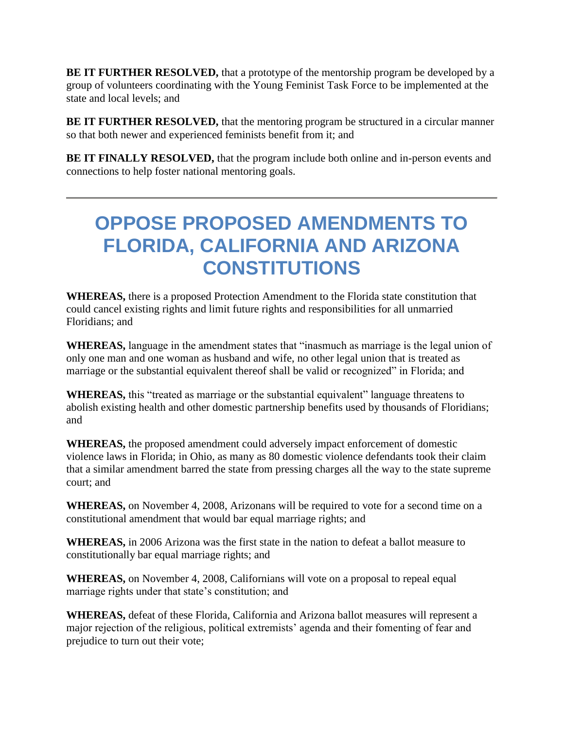**BE IT FURTHER RESOLVED,** that a prototype of the mentorship program be developed by a group of volunteers coordinating with the Young Feminist Task Force to be implemented at the state and local levels; and

**BE IT FURTHER RESOLVED,** that the mentoring program be structured in a circular manner so that both newer and experienced feminists benefit from it; and

**BE IT FINALLY RESOLVED,** that the program include both online and in-person events and connections to help foster national mentoring goals.

---

# OPPOSE PROPOSED AMENDMENTS TO FLORIDA, CALIFORNIA AND ARIZONA CONSTITUTIONS

**WHEREAS,** there is a proposed Protection Amendment to the Florida state constitution that could cancel existing rights and limit future rights and responsibilities for all unmarried Floridians; and

**WHEREAS,** language in the amendment states that "inasmuch as marriage is the legal union of only one man and one woman as husband and wife, no other legal union that is treated as marriage or the substantial equivalent thereof shall be valid or recognized" in Florida; and

**WHEREAS,** this "treated as marriage or the substantial equivalent" language threatens to abolish existing health and other domestic partnership benefits used by thousands of Floridians; and

**WHEREAS,** the proposed amendment could adversely impact enforcement of domestic violence laws in Florida; in Ohio, as many as 80 domestic violence defendants took their claim that a similar amendment barred the state from pressing charges all the way to the state supreme court; and

**WHEREAS,** on November 4, 2008, Arizonans will be required to vote for a second time on a constitutional amendment that would bar equal marriage rights; and

**WHEREAS,** in 2006 Arizona was the first state in the nation to defeat a ballot measure to constitutionally bar equal marriage rights; and

**WHEREAS,** on November 4, 2008, Californians will vote on a proposal to repeal equal marriage rights under that state's constitution; and

**WHEREAS,** defeat of these Florida, California and Arizona ballot measures will represent a major rejection of the religious, political extremists' agenda and their fomenting of fear and prejudice to turn out their vote;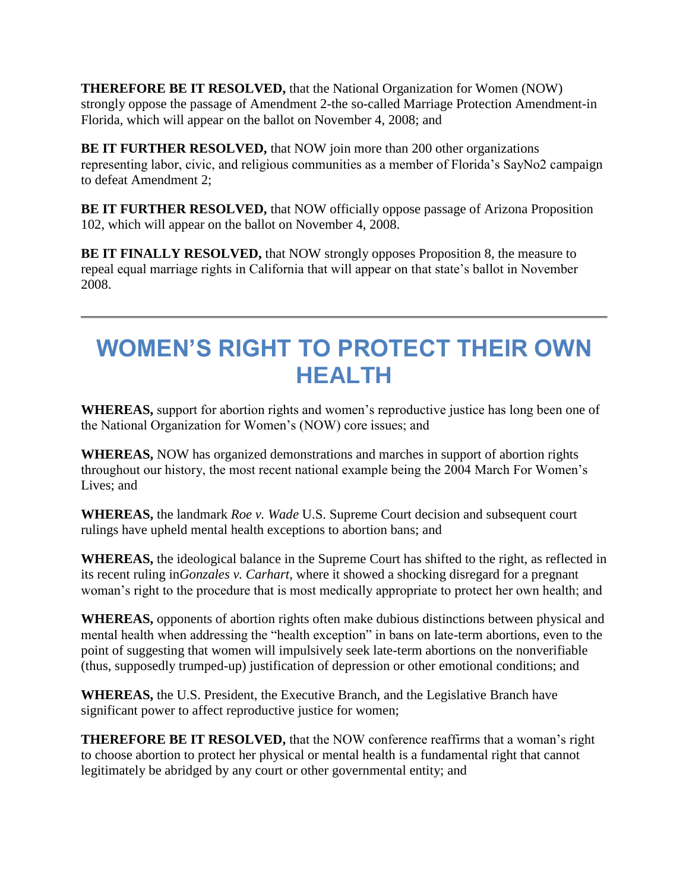**THEREFORE BE IT RESOLVED,** that the National Organization for Women (NOW) strongly oppose the passage of Amendment 2-the so-called Marriage Protection Amendment-in Florida, which will appear on the ballot on November 4, 2008; and

**BE IT FURTHER RESOLVED,** that NOW join more than 200 other organizations representing labor, civic, and religious communities as a member of Florida's SayNo2 campaign to defeat Amendment 2;

**BE IT FURTHER RESOLVED,** that NOW officially oppose passage of Arizona Proposition 102, which will appear on the ballot on November 4, 2008.

**BE IT FINALLY RESOLVED,** that NOW strongly opposes Proposition 8, the measure to repeal equal marriage rights in California that will appear on that state's ballot in November 2008.

---

# WOMEN'S RIGHT TO PROTECT THEIR OWN HEALTH

**WHEREAS,** support for abortion rights and women's reproductive justice has long been one of the National Organization for Women's (NOW) core issues; and

**WHEREAS,** NOW has organized demonstrations and marches in support of abortion rights throughout our history, the most recent national example being the 2004 March For Women's Lives; and

**WHEREAS,** the landmark *Roe v. Wade* U.S. Supreme Court decision and subsequent court rulings have upheld mental health exceptions to abortion bans; and

**WHEREAS,** the ideological balance in the Supreme Court has shifted to the right, as reflected in its recent ruling in*Gonzales v. Carhart*, where it showed a shocking disregard for a pregnant woman's right to the procedure that is most medically appropriate to protect her own health; and

**WHEREAS,** opponents of abortion rights often make dubious distinctions between physical and mental health when addressing the "health exception" in bans on late-term abortions, even to the point of suggesting that women will impulsively seek late-term abortions on the nonverifiable (thus, supposedly trumped-up) justification of depression or other emotional conditions; and

**WHEREAS,** the U.S. President, the Executive Branch, and the Legislative Branch have significant power to affect reproductive justice for women;

**THEREFORE BE IT RESOLVED,** that the NOW conference reaffirms that a woman's right to choose abortion to protect her physical or mental health is a fundamental right that cannot legitimately be abridged by any court or other governmental entity; and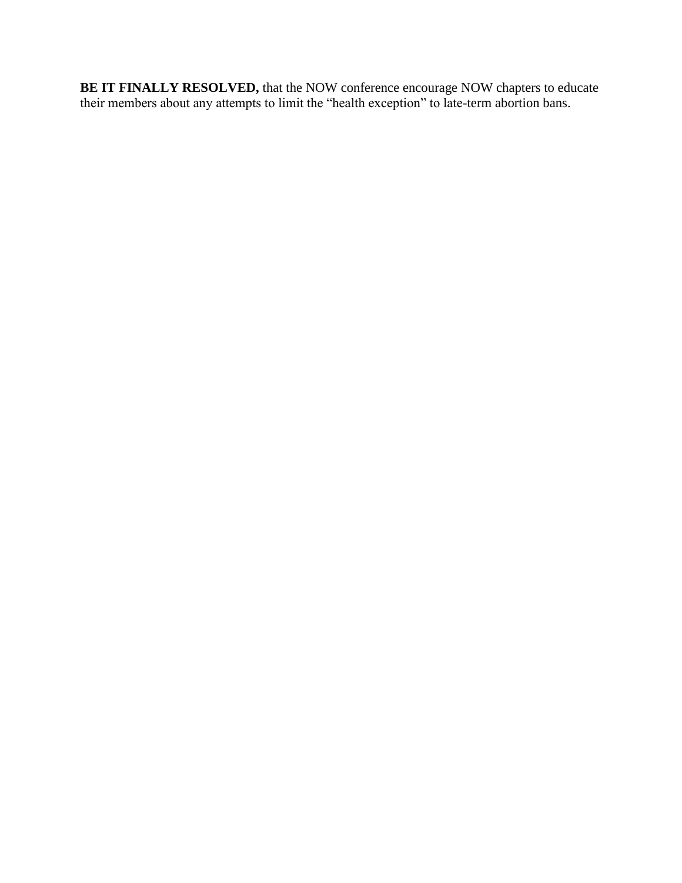**BE IT FINALLY RESOLVED,** that the NOW conference encourage NOW chapters to educate their members about any attempts to limit the "health exception" to late-term abortion bans.